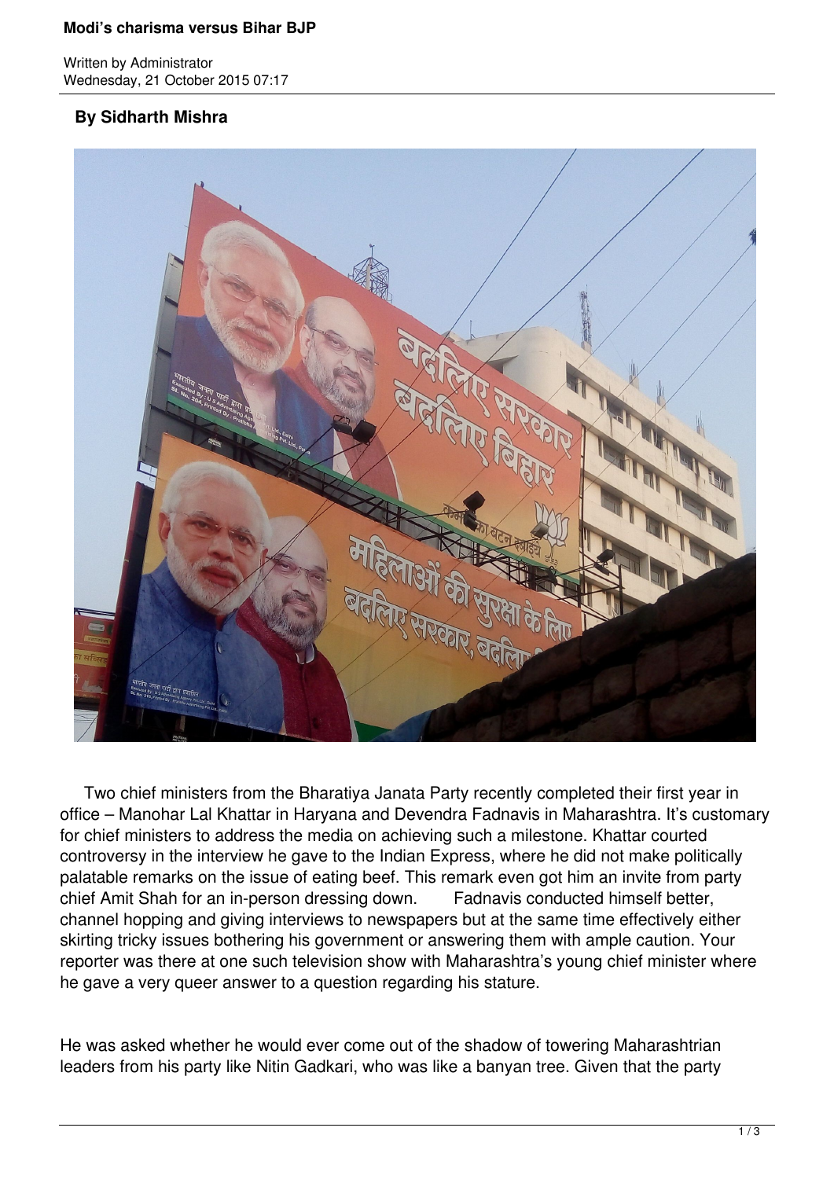# Modi's charisma versus Bihar BJP

Written by Administrator
Wednesday, 21 October 2015 07:17

**By Sidharth Mishra**

Two chief ministers from the Bharatiya Janata Party recently completed their first year in office – Manohar Lal Khattar in Haryana and Devendra Fadnavis in Maharashtra. It's customary for chief ministers to address the media on achieving such a milestone. Khattar courted controversy in the interview he gave to the Indian Express, where he did not make politically palatable remarks on the issue of eating beef. This remark even got him an invite from party chief Amit Shah for an in-person dressing down. Fadnavis conducted himself better, channel hopping and giving interviews to newspapers but at the same time effectively either skirting tricky issues bothering his government or answering them with ample caution. Your reporter was there at one such television show with Maharashtra's young chief minister where he gave a very queer answer to a question regarding his stature.

He was asked whether he would ever come out of the shadow of towering Maharashtrian leaders from his party like Nitin Gadkari, who was like a banyan tree. Given that the party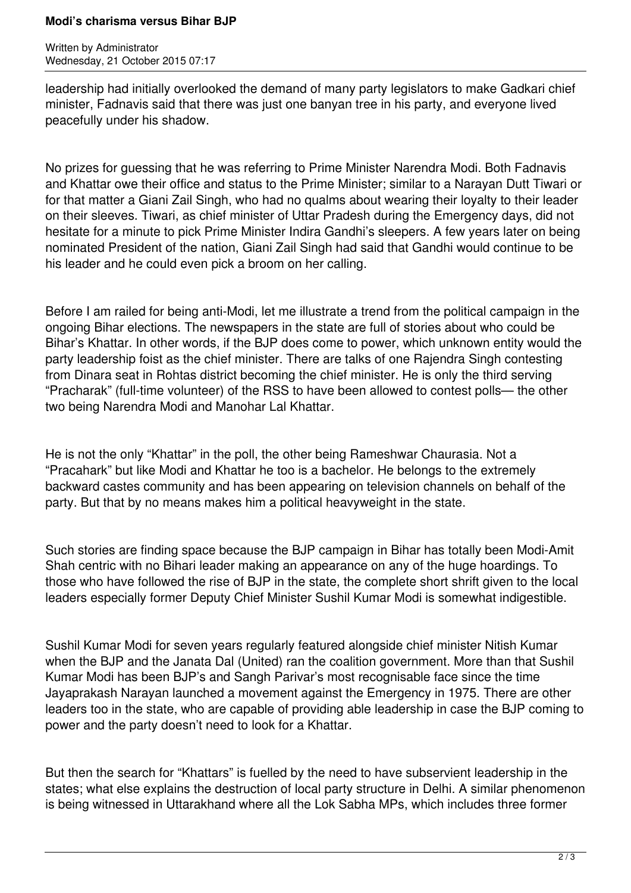leadership had initially overlooked the demand of many party legislators to make Gadkari chief minister, Fadnavis said that there was just one banyan tree in his party, and everyone lived peacefully under his shadow.

No prizes for guessing that he was referring to Prime Minister Narendra Modi. Both Fadnavis and Khattar owe their office and status to the Prime Minister; similar to a Narayan Dutt Tiwari or for that matter a Giani Zail Singh, who had no qualms about wearing their loyalty to their leader on their sleeves. Tiwari, as chief minister of Uttar Pradesh during the Emergency days, did not hesitate for a minute to pick Prime Minister Indira Gandhi's sleepers. A few years later on being nominated President of the nation, Giani Zail Singh had said that Gandhi would continue to be his leader and he could even pick a broom on her calling.

Before I am railed for being anti-Modi, let me illustrate a trend from the political campaign in the ongoing Bihar elections. The newspapers in the state are full of stories about who could be Bihar's Khattar. In other words, if the BJP does come to power, which unknown entity would the party leadership foist as the chief minister. There are talks of one Rajendra Singh contesting from Dinara seat in Rohtas district becoming the chief minister. He is only the third serving "Pracharak" (full-time volunteer) of the RSS to have been allowed to contest polls— the other two being Narendra Modi and Manohar Lal Khattar.

He is not the only "Khattar" in the poll, the other being Rameshwar Chaurasia. Not a "Pracahark" but like Modi and Khattar he too is a bachelor. He belongs to the extremely backward castes community and has been appearing on television channels on behalf of the party. But that by no means makes him a political heavyweight in the state.

Such stories are finding space because the BJP campaign in Bihar has totally been Modi-Amit Shah centric with no Bihari leader making an appearance on any of the huge hoardings. To those who have followed the rise of BJP in the state, the complete short shrift given to the local leaders especially former Deputy Chief Minister Sushil Kumar Modi is somewhat indigestible.

Sushil Kumar Modi for seven years regularly featured alongside chief minister Nitish Kumar when the BJP and the Janata Dal (United) ran the coalition government. More than that Sushil Kumar Modi has been BJP's and Sangh Parivar's most recognisable face since the time Jayaprakash Narayan launched a movement against the Emergency in 1975. There are other leaders too in the state, who are capable of providing able leadership in case the BJP coming to power and the party doesn't need to look for a Khattar.

But then the search for "Khattars" is fuelled by the need to have subservient leadership in the states; what else explains the destruction of local party structure in Delhi. A similar phenomenon is being witnessed in Uttarakhand where all the Lok Sabha MPs, which includes three former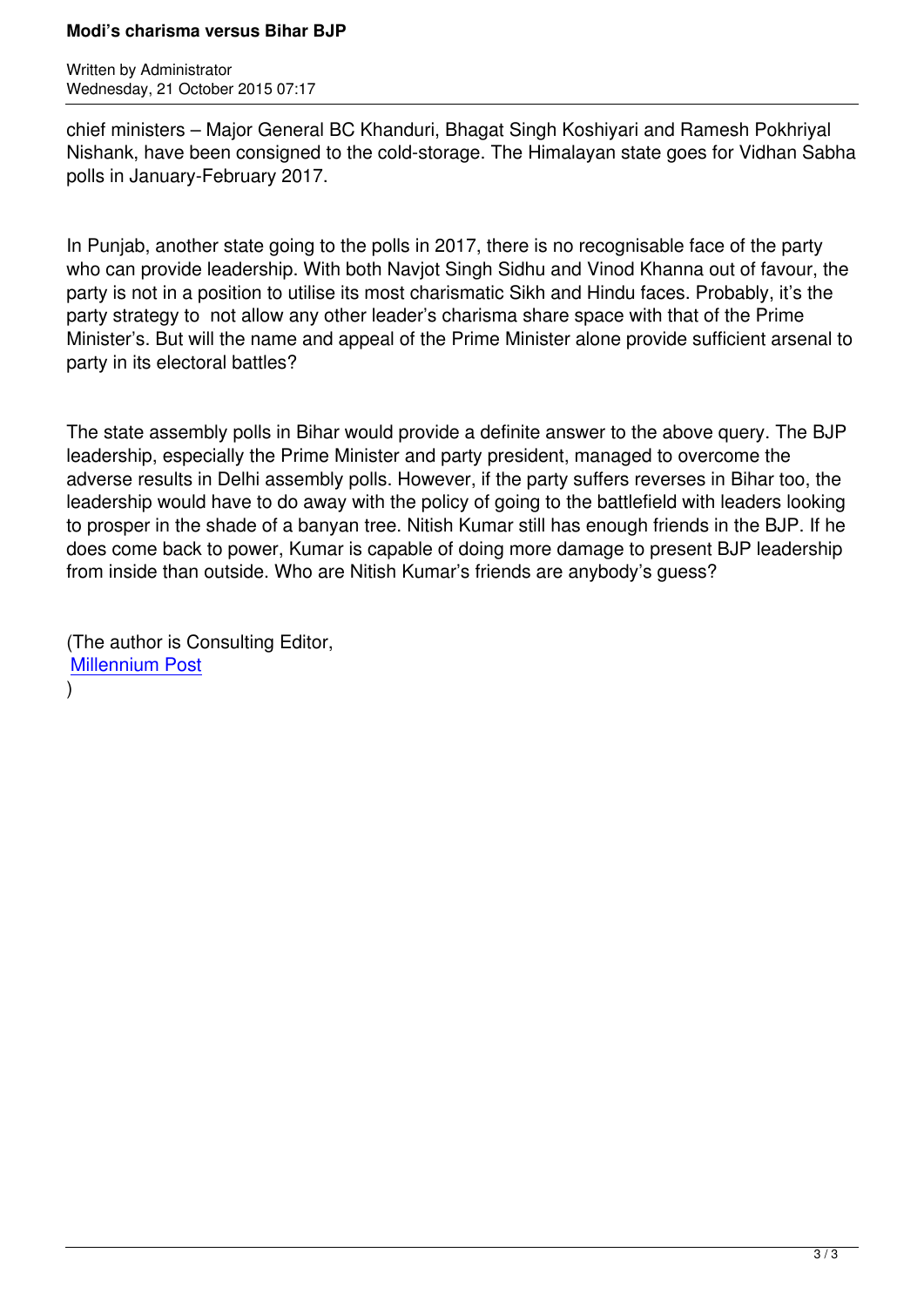chief ministers – Major General BC Khanduri, Bhagat Singh Koshiyari and Ramesh Pokhriyal Nishank, have been consigned to the cold-storage. The Himalayan state goes for Vidhan Sabha polls in January-February 2017.

In Punjab, another state going to the polls in 2017, there is no recognisable face of the party who can provide leadership. With both Navjot Singh Sidhu and Vinod Khanna out of favour, the party is not in a position to utilise its most charismatic Sikh and Hindu faces. Probably, it's the party strategy to not allow any other leader's charisma share space with that of the Prime Minister's. But will the name and appeal of the Prime Minister alone provide sufficient arsenal to party in its electoral battles?

The state assembly polls in Bihar would provide a definite answer to the above query. The BJP leadership, especially the Prime Minister and party president, managed to overcome the adverse results in Delhi assembly polls. However, if the party suffers reverses in Bihar too, the leadership would have to do away with the policy of going to the battlefield with leaders looking to prosper in the shade of a banyan tree. Nitish Kumar still has enough friends in the BJP. If he does come back to power, Kumar is capable of doing more damage to present BJP leadership from inside than outside. Who are Nitish Kumar's friends are anybody's guess?

(The author is Consulting Editor, Millennium Post)